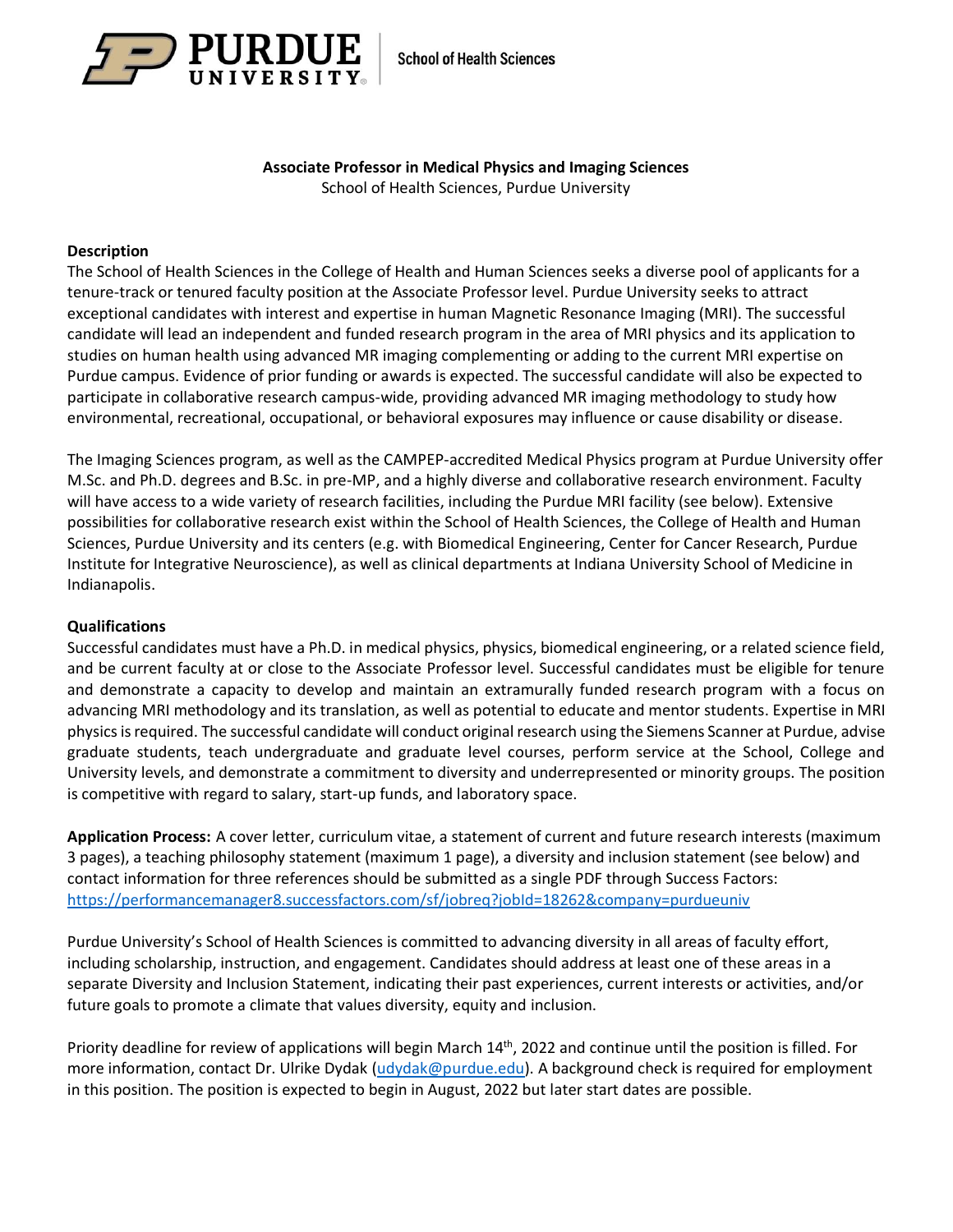Purdue University | School of Health Sciences

**Associate Professor in Medical Physics and Imaging Sciences**
School of Health Sciences, Purdue University

**Description**

The School of Health Sciences in the College of Health and Human Sciences seeks a diverse pool of applicants for a tenure-track or tenured faculty position at the Associate Professor level. Purdue University seeks to attract exceptional candidates with interest and expertise in human Magnetic Resonance Imaging (MRI). The successful candidate will lead an independent and funded research program in the area of MRI physics and its application to studies on human health using advanced MR imaging complementing or adding to the current MRI expertise on Purdue campus. Evidence of prior funding or awards is expected. The successful candidate will also be expected to participate in collaborative research campus-wide, providing advanced MR imaging methodology to study how environmental, recreational, occupational, or behavioral exposures may influence or cause disability or disease.

The Imaging Sciences program, as well as the CAMPEP-accredited Medical Physics program at Purdue University offer M.Sc. and Ph.D. degrees and B.Sc. in pre-MP, and a highly diverse and collaborative research environment. Faculty will have access to a wide variety of research facilities, including the Purdue MRI facility (see below). Extensive possibilities for collaborative research exist within the School of Health Sciences, the College of Health and Human Sciences, Purdue University and its centers (e.g. with Biomedical Engineering, Center for Cancer Research, Purdue Institute for Integrative Neuroscience), as well as clinical departments at Indiana University School of Medicine in Indianapolis.

**Qualifications**

Successful candidates must have a Ph.D. in medical physics, physics, biomedical engineering, or a related science field, and be current faculty at or close to the Associate Professor level. Successful candidates must be eligible for tenure and demonstrate a capacity to develop and maintain an extramurally funded research program with a focus on advancing MRI methodology and its translation, as well as potential to educate and mentor students. Expertise in MRI physics is required. The successful candidate will conduct original research using the Siemens Scanner at Purdue, advise graduate students, teach undergraduate and graduate level courses, perform service at the School, College and University levels, and demonstrate a commitment to diversity and underrepresented or minority groups. The position is competitive with regard to salary, start-up funds, and laboratory space.

**Application Process:** A cover letter, curriculum vitae, a statement of current and future research interests (maximum 3 pages), a teaching philosophy statement (maximum 1 page), a diversity and inclusion statement (see below) and contact information for three references should be submitted as a single PDF through Success Factors: https://performancemanager8.successfactors.com/sf/jobreq?jobId=18262&company=purdueuniv

Purdue University's School of Health Sciences is committed to advancing diversity in all areas of faculty effort, including scholarship, instruction, and engagement. Candidates should address at least one of these areas in a separate Diversity and Inclusion Statement, indicating their past experiences, current interests or activities, and/or future goals to promote a climate that values diversity, equity and inclusion.

Priority deadline for review of applications will begin March 14th, 2022 and continue until the position is filled. For more information, contact Dr. Ulrike Dydak (udydak@purdue.edu). A background check is required for employment in this position. The position is expected to begin in August, 2022 but later start dates are possible.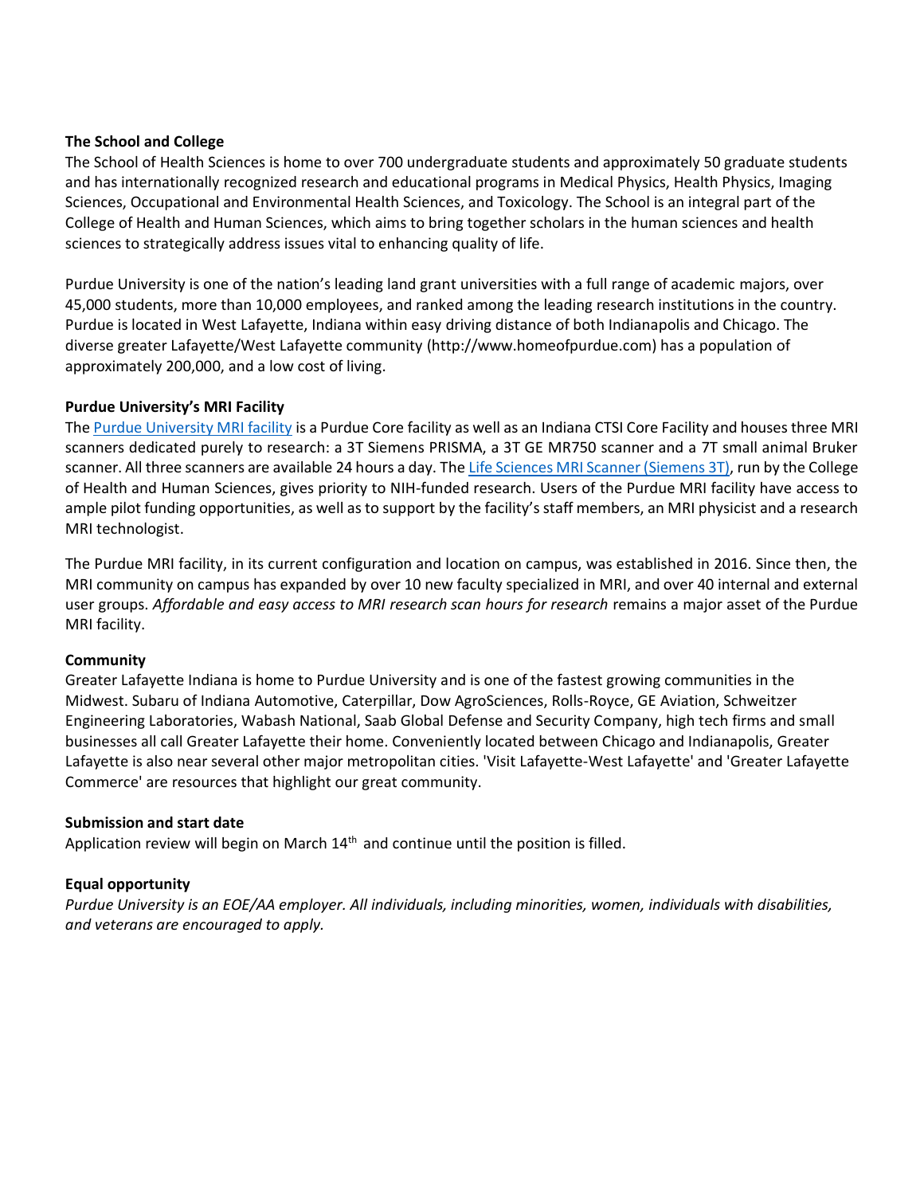**The School and College**

The School of Health Sciences is home to over 700 undergraduate students and approximately 50 graduate students and has internationally recognized research and educational programs in Medical Physics, Health Physics, Imaging Sciences, Occupational and Environmental Health Sciences, and Toxicology. The School is an integral part of the College of Health and Human Sciences, which aims to bring together scholars in the human sciences and health sciences to strategically address issues vital to enhancing quality of life.

Purdue University is one of the nation's leading land grant universities with a full range of academic majors, over 45,000 students, more than 10,000 employees, and ranked among the leading research institutions in the country. Purdue is located in West Lafayette, Indiana within easy driving distance of both Indianapolis and Chicago. The diverse greater Lafayette/West Lafayette community (http://www.homeofpurdue.com) has a population of approximately 200,000, and a low cost of living.

**Purdue University's MRI Facility**

The Purdue University MRI facility is a Purdue Core facility as well as an Indiana CTSI Core Facility and houses three MRI scanners dedicated purely to research: a 3T Siemens PRISMA, a 3T GE MR750 scanner and a 7T small animal Bruker scanner. All three scanners are available 24 hours a day. The Life Sciences MRI Scanner (Siemens 3T), run by the College of Health and Human Sciences, gives priority to NIH-funded research. Users of the Purdue MRI facility have access to ample pilot funding opportunities, as well as to support by the facility's staff members, an MRI physicist and a research MRI technologist.

The Purdue MRI facility, in its current configuration and location on campus, was established in 2016. Since then, the MRI community on campus has expanded by over 10 new faculty specialized in MRI, and over 40 internal and external user groups. *Affordable and easy access to MRI research scan hours for research* remains a major asset of the Purdue MRI facility.

**Community**

Greater Lafayette Indiana is home to Purdue University and is one of the fastest growing communities in the Midwest. Subaru of Indiana Automotive, Caterpillar, Dow AgroSciences, Rolls-Royce, GE Aviation, Schweitzer Engineering Laboratories, Wabash National, Saab Global Defense and Security Company, high tech firms and small businesses all call Greater Lafayette their home. Conveniently located between Chicago and Indianapolis, Greater Lafayette is also near several other major metropolitan cities. 'Visit Lafayette-West Lafayette' and 'Greater Lafayette Commerce' are resources that highlight our great community.

**Submission and start date**

Application review will begin on March 14th and continue until the position is filled.

**Equal opportunity**

*Purdue University is an EOE/AA employer. All individuals, including minorities, women, individuals with disabilities, and veterans are encouraged to apply.*